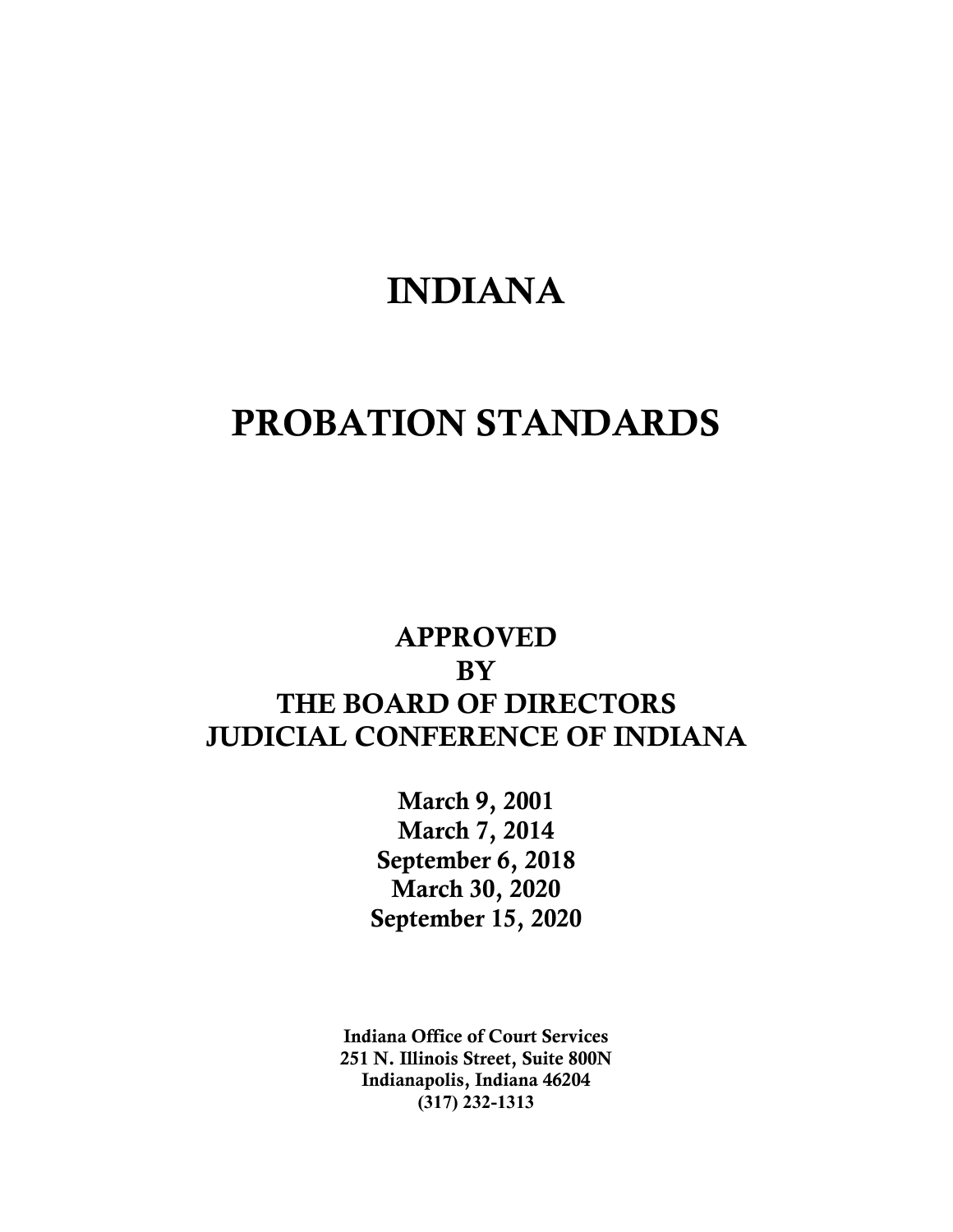# INDIANA

# PROBATION STANDARDS

**APPROVED**
**BY**
**THE BOARD OF DIRECTORS**
**JUDICIAL CONFERENCE OF INDIANA**

**March 9, 2001**
**March 7, 2014**
**September 6, 2018**
**March 30, 2020**
**September 15, 2020**

**Indiana Office of Court Services**
**251 N. Illinois Street, Suite 800N**
**Indianapolis, Indiana 46204**
**(317) 232-1313**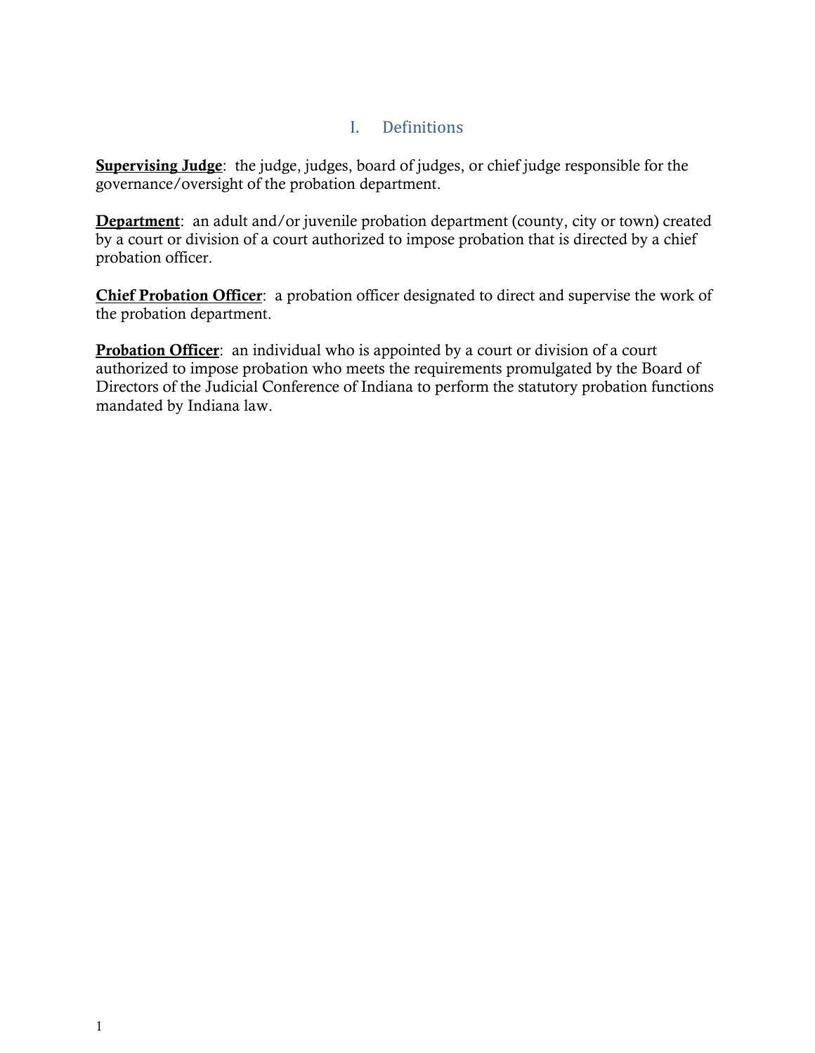# I. Definitions

**<u>Supervising Judge</u>**: the judge, judges, board of judges, or chief judge responsible for the governance/oversight of the probation department.

**<u>Department</u>**: an adult and/or juvenile probation department (county, city or town) created by a court or division of a court authorized to impose probation that is directed by a chief probation officer.

**<u>Chief Probation Officer</u>**: a probation officer designated to direct and supervise the work of the probation department.

**<u>Probation Officer</u>**: an individual who is appointed by a court or division of a court authorized to impose probation who meets the requirements promulgated by the Board of Directors of the Judicial Conference of Indiana to perform the statutory probation functions mandated by Indiana law.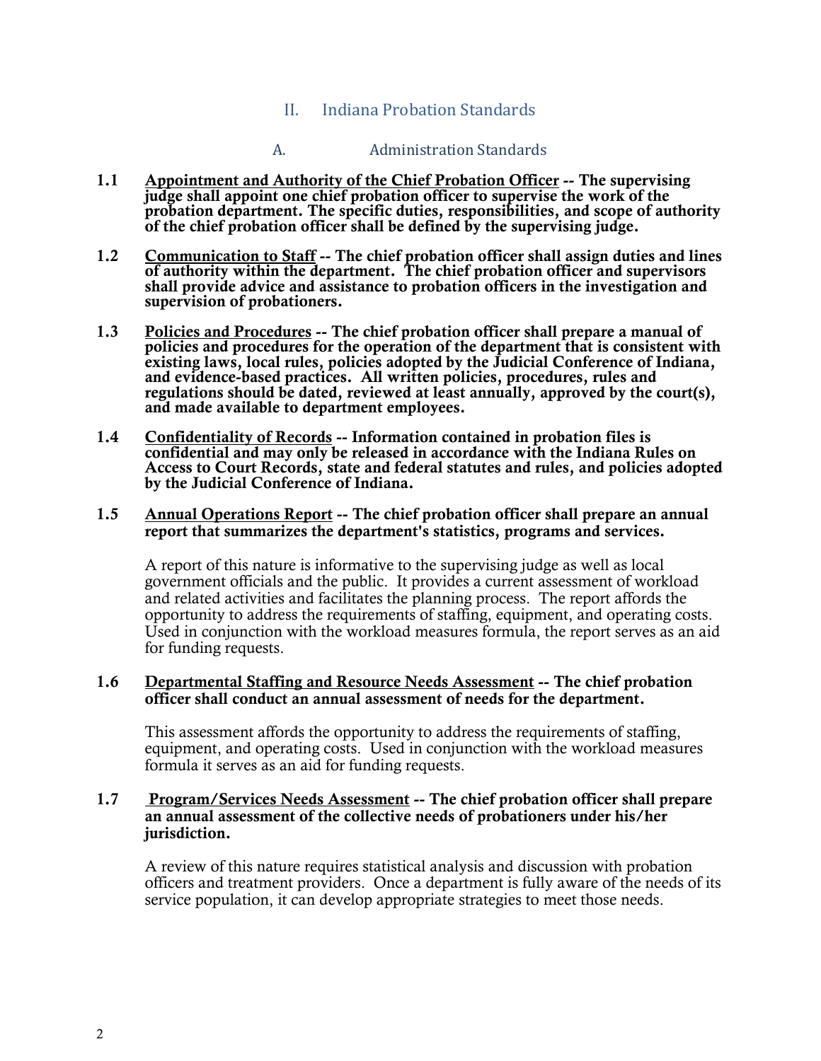## II. Indiana Probation Standards

### A. Administration Standards

**1.1 <u>Appointment and Authority of the Chief Probation Officer</u> -- The supervising judge shall appoint one chief probation officer to supervise the work of the probation department. The specific duties, responsibilities, and scope of authority of the chief probation officer shall be defined by the supervising judge.**

**1.2 <u>Communication to Staff</u> -- The chief probation officer shall assign duties and lines of authority within the department. The chief probation officer and supervisors shall provide advice and assistance to probation officers in the investigation and supervision of probationers.**

**1.3 <u>Policies and Procedures</u> -- The chief probation officer shall prepare a manual of policies and procedures for the operation of the department that is consistent with existing laws, local rules, policies adopted by the Judicial Conference of Indiana, and evidence-based practices. All written policies, procedures, rules and regulations should be dated, reviewed at least annually, approved by the court(s), and made available to department employees.**

**1.4 <u>Confidentiality of Records</u> -- Information contained in probation files is confidential and may only be released in accordance with the Indiana Rules on Access to Court Records, state and federal statutes and rules, and policies adopted by the Judicial Conference of Indiana.**

**1.5 <u>Annual Operations Report</u> -- The chief probation officer shall prepare an annual report that summarizes the department's statistics, programs and services.**

A report of this nature is informative to the supervising judge as well as local government officials and the public. It provides a current assessment of workload and related activities and facilitates the planning process. The report affords the opportunity to address the requirements of staffing, equipment, and operating costs. Used in conjunction with the workload measures formula, the report serves as an aid for funding requests.

**1.6 <u>Departmental Staffing and Resource Needs Assessment</u> -- The chief probation officer shall conduct an annual assessment of needs for the department.**

This assessment affords the opportunity to address the requirements of staffing, equipment, and operating costs. Used in conjunction with the workload measures formula it serves as an aid for funding requests.

**1.7 <u>Program/Services Needs Assessment</u> -- The chief probation officer shall prepare an annual assessment of the collective needs of probationers under his/her jurisdiction.**

A review of this nature requires statistical analysis and discussion with probation officers and treatment providers. Once a department is fully aware of the needs of its service population, it can develop appropriate strategies to meet those needs.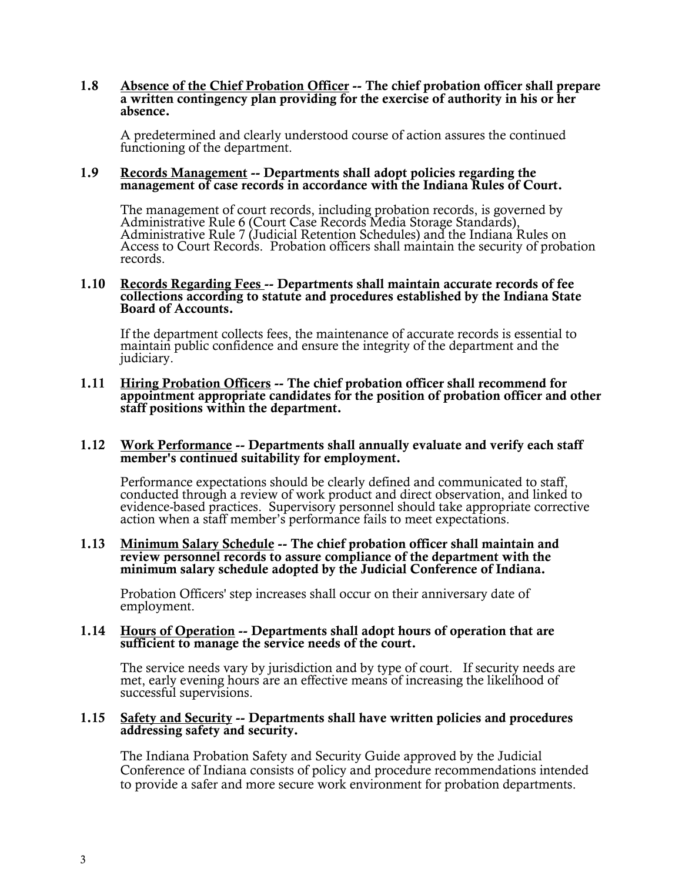**1.8 <u>Absence of the Chief Probation Officer</u> -- The chief probation officer shall prepare a written contingency plan providing for the exercise of authority in his or her absence.**

A predetermined and clearly understood course of action assures the continued functioning of the department.

**1.9 <u>Records Management</u> -- Departments shall adopt policies regarding the management of case records in accordance with the Indiana Rules of Court.**

The management of court records, including probation records, is governed by Administrative Rule 6 (Court Case Records Media Storage Standards), Administrative Rule 7 (Judicial Retention Schedules) and the Indiana Rules on Access to Court Records. Probation officers shall maintain the security of probation records.

**1.10 <u>Records Regarding Fees</u> -- Departments shall maintain accurate records of fee collections according to statute and procedures established by the Indiana State Board of Accounts.**

If the department collects fees, the maintenance of accurate records is essential to maintain public confidence and ensure the integrity of the department and the judiciary.

**1.11 <u>Hiring Probation Officers</u> -- The chief probation officer shall recommend for appointment appropriate candidates for the position of probation officer and other staff positions within the department.**

**1.12 <u>Work Performance</u> -- Departments shall annually evaluate and verify each staff member's continued suitability for employment.**

Performance expectations should be clearly defined and communicated to staff, conducted through a review of work product and direct observation, and linked to evidence-based practices. Supervisory personnel should take appropriate corrective action when a staff member's performance fails to meet expectations.

**1.13 <u>Minimum Salary Schedule</u> -- The chief probation officer shall maintain and review personnel records to assure compliance of the department with the minimum salary schedule adopted by the Judicial Conference of Indiana.**

Probation Officers' step increases shall occur on their anniversary date of employment.

**1.14 <u>Hours of Operation</u> -- Departments shall adopt hours of operation that are sufficient to manage the service needs of the court.**

The service needs vary by jurisdiction and by type of court. If security needs are met, early evening hours are an effective means of increasing the likelihood of successful supervisions.

**1.15 <u>Safety and Security</u> -- Departments shall have written policies and procedures addressing safety and security.**

The Indiana Probation Safety and Security Guide approved by the Judicial Conference of Indiana consists of policy and procedure recommendations intended to provide a safer and more secure work environment for probation departments.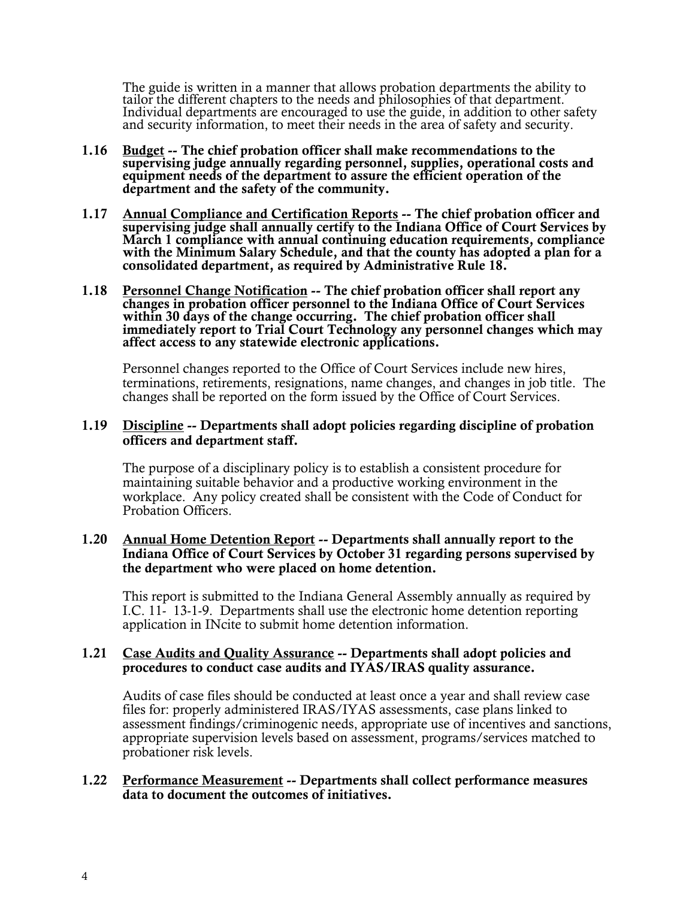The guide is written in a manner that allows probation departments the ability to tailor the different chapters to the needs and philosophies of that department. Individual departments are encouraged to use the guide, in addition to other safety and security information, to meet their needs in the area of safety and security.

**1.16 <u>Budget</u> -- The chief probation officer shall make recommendations to the supervising judge annually regarding personnel, supplies, operational costs and equipment needs of the department to assure the efficient operation of the department and the safety of the community.**

**1.17 <u>Annual Compliance and Certification Reports</u> -- The chief probation officer and supervising judge shall annually certify to the Indiana Office of Court Services by March 1 compliance with annual continuing education requirements, compliance with the Minimum Salary Schedule, and that the county has adopted a plan for a consolidated department, as required by Administrative Rule 18.**

**1.18 <u>Personnel Change Notification</u> -- The chief probation officer shall report any changes in probation officer personnel to the Indiana Office of Court Services within 30 days of the change occurring. The chief probation officer shall immediately report to Trial Court Technology any personnel changes which may affect access to any statewide electronic applications.**

Personnel changes reported to the Office of Court Services include new hires, terminations, retirements, resignations, name changes, and changes in job title. The changes shall be reported on the form issued by the Office of Court Services.

**1.19 <u>Discipline</u> -- Departments shall adopt policies regarding discipline of probation officers and department staff.**

The purpose of a disciplinary policy is to establish a consistent procedure for maintaining suitable behavior and a productive working environment in the workplace. Any policy created shall be consistent with the Code of Conduct for Probation Officers.

**1.20 <u>Annual Home Detention Report</u> -- Departments shall annually report to the Indiana Office of Court Services by October 31 regarding persons supervised by the department who were placed on home detention.**

This report is submitted to the Indiana General Assembly annually as required by I.C. 11- 13-1-9. Departments shall use the electronic home detention reporting application in INcite to submit home detention information.

**1.21 <u>Case Audits and Quality Assurance</u> -- Departments shall adopt policies and procedures to conduct case audits and IYAS/IRAS quality assurance.**

Audits of case files should be conducted at least once a year and shall review case files for: properly administered IRAS/IYAS assessments, case plans linked to assessment findings/criminogenic needs, appropriate use of incentives and sanctions, appropriate supervision levels based on assessment, programs/services matched to probationer risk levels.

**1.22 <u>Performance Measurement</u> -- Departments shall collect performance measures data to document the outcomes of initiatives.**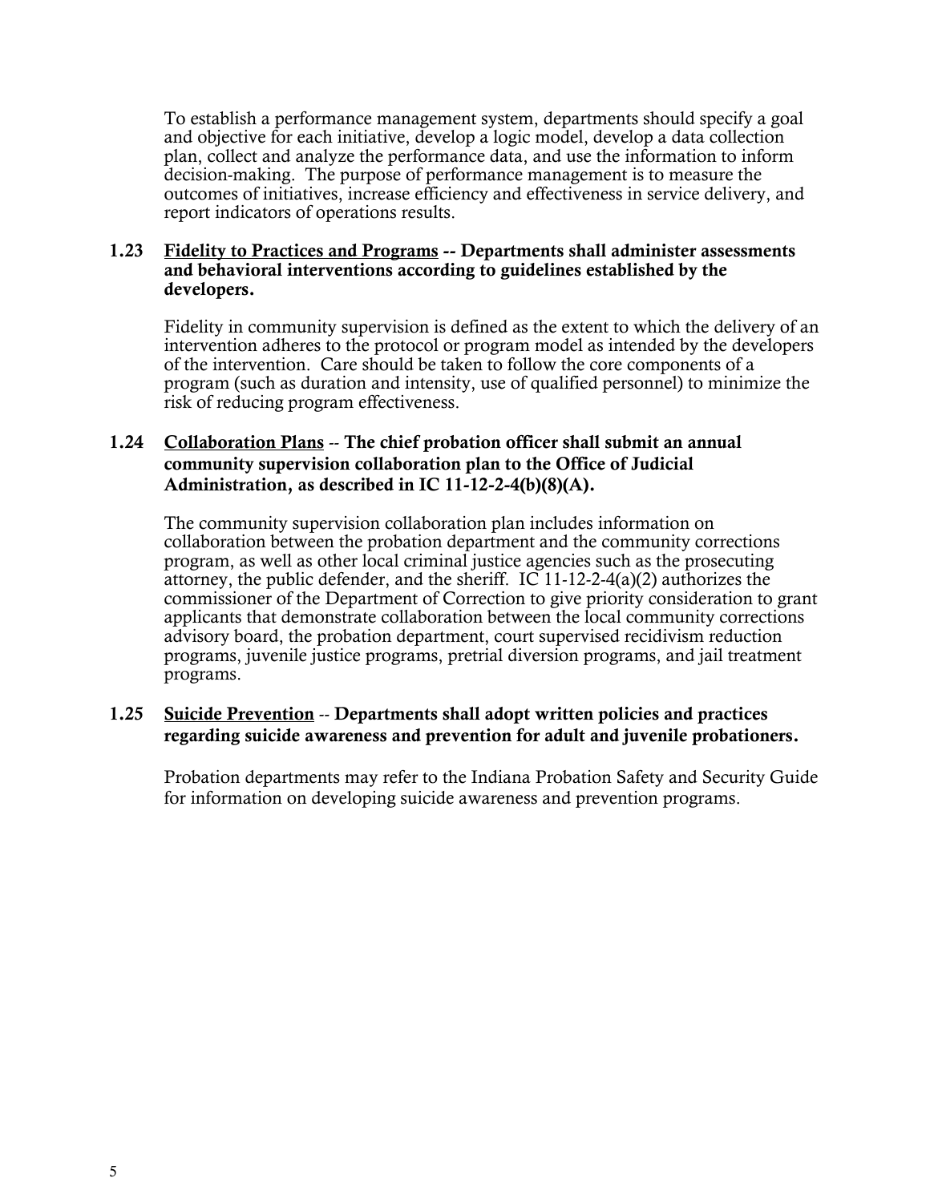To establish a performance management system, departments should specify a goal and objective for each initiative, develop a logic model, develop a data collection plan, collect and analyze the performance data, and use the information to inform decision-making. The purpose of performance management is to measure the outcomes of initiatives, increase efficiency and effectiveness in service delivery, and report indicators of operations results.

**1.23 <u>Fidelity to Practices and Programs</u> -- Departments shall administer assessments and behavioral interventions according to guidelines established by the developers.**

Fidelity in community supervision is defined as the extent to which the delivery of an intervention adheres to the protocol or program model as intended by the developers of the intervention. Care should be taken to follow the core components of a program (such as duration and intensity, use of qualified personnel) to minimize the risk of reducing program effectiveness.

**1.24 <u>Collaboration Plans</u> -- The chief probation officer shall submit an annual community supervision collaboration plan to the Office of Judicial Administration, as described in IC 11-12-2-4(b)(8)(A).**

The community supervision collaboration plan includes information on collaboration between the probation department and the community corrections program, as well as other local criminal justice agencies such as the prosecuting attorney, the public defender, and the sheriff. IC 11-12-2-4(a)(2) authorizes the commissioner of the Department of Correction to give priority consideration to grant applicants that demonstrate collaboration between the local community corrections advisory board, the probation department, court supervised recidivism reduction programs, juvenile justice programs, pretrial diversion programs, and jail treatment programs.

**1.25 <u>Suicide Prevention</u> -- Departments shall adopt written policies and practices regarding suicide awareness and prevention for adult and juvenile probationers.**

Probation departments may refer to the Indiana Probation Safety and Security Guide for information on developing suicide awareness and prevention programs.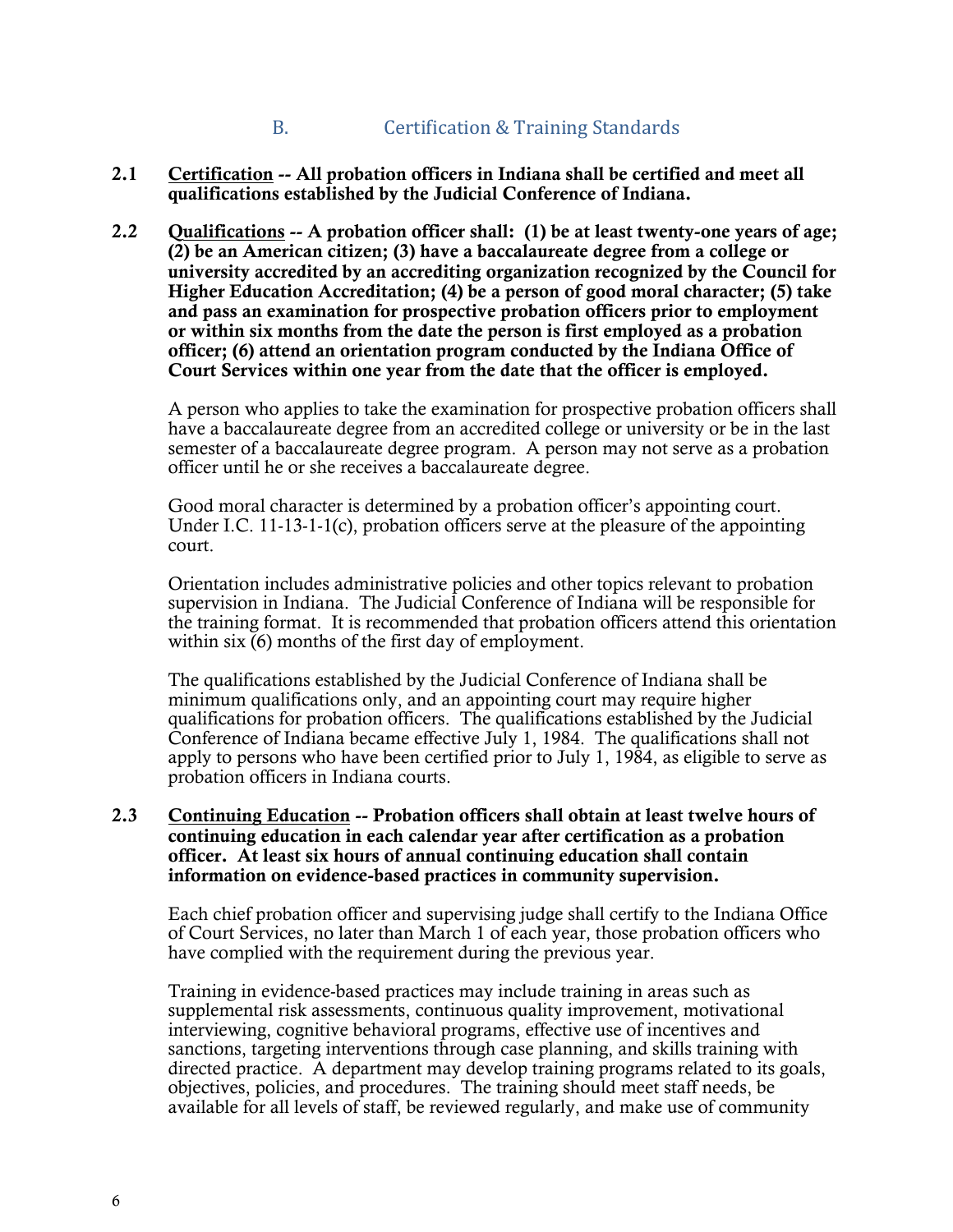## B. Certification & Training Standards

**2.1 <u>Certification</u> -- All probation officers in Indiana shall be certified and meet all qualifications established by the Judicial Conference of Indiana.**

**2.2 <u>Qualifications</u> -- A probation officer shall: (1) be at least twenty-one years of age; (2) be an American citizen; (3) have a baccalaureate degree from a college or university accredited by an accrediting organization recognized by the Council for Higher Education Accreditation; (4) be a person of good moral character; (5) take and pass an examination for prospective probation officers prior to employment or within six months from the date the person is first employed as a probation officer; (6) attend an orientation program conducted by the Indiana Office of Court Services within one year from the date that the officer is employed.**

A person who applies to take the examination for prospective probation officers shall have a baccalaureate degree from an accredited college or university or be in the last semester of a baccalaureate degree program. A person may not serve as a probation officer until he or she receives a baccalaureate degree.

Good moral character is determined by a probation officer's appointing court. Under I.C. 11-13-1-1(c), probation officers serve at the pleasure of the appointing court.

Orientation includes administrative policies and other topics relevant to probation supervision in Indiana. The Judicial Conference of Indiana will be responsible for the training format. It is recommended that probation officers attend this orientation within six (6) months of the first day of employment.

The qualifications established by the Judicial Conference of Indiana shall be minimum qualifications only, and an appointing court may require higher qualifications for probation officers. The qualifications established by the Judicial Conference of Indiana became effective July 1, 1984. The qualifications shall not apply to persons who have been certified prior to July 1, 1984, as eligible to serve as probation officers in Indiana courts.

**2.3 <u>Continuing Education</u> -- Probation officers shall obtain at least twelve hours of continuing education in each calendar year after certification as a probation officer. At least six hours of annual continuing education shall contain information on evidence-based practices in community supervision.**

Each chief probation officer and supervising judge shall certify to the Indiana Office of Court Services, no later than March 1 of each year, those probation officers who have complied with the requirement during the previous year.

Training in evidence-based practices may include training in areas such as supplemental risk assessments, continuous quality improvement, motivational interviewing, cognitive behavioral programs, effective use of incentives and sanctions, targeting interventions through case planning, and skills training with directed practice. A department may develop training programs related to its goals, objectives, policies, and procedures. The training should meet staff needs, be available for all levels of staff, be reviewed regularly, and make use of community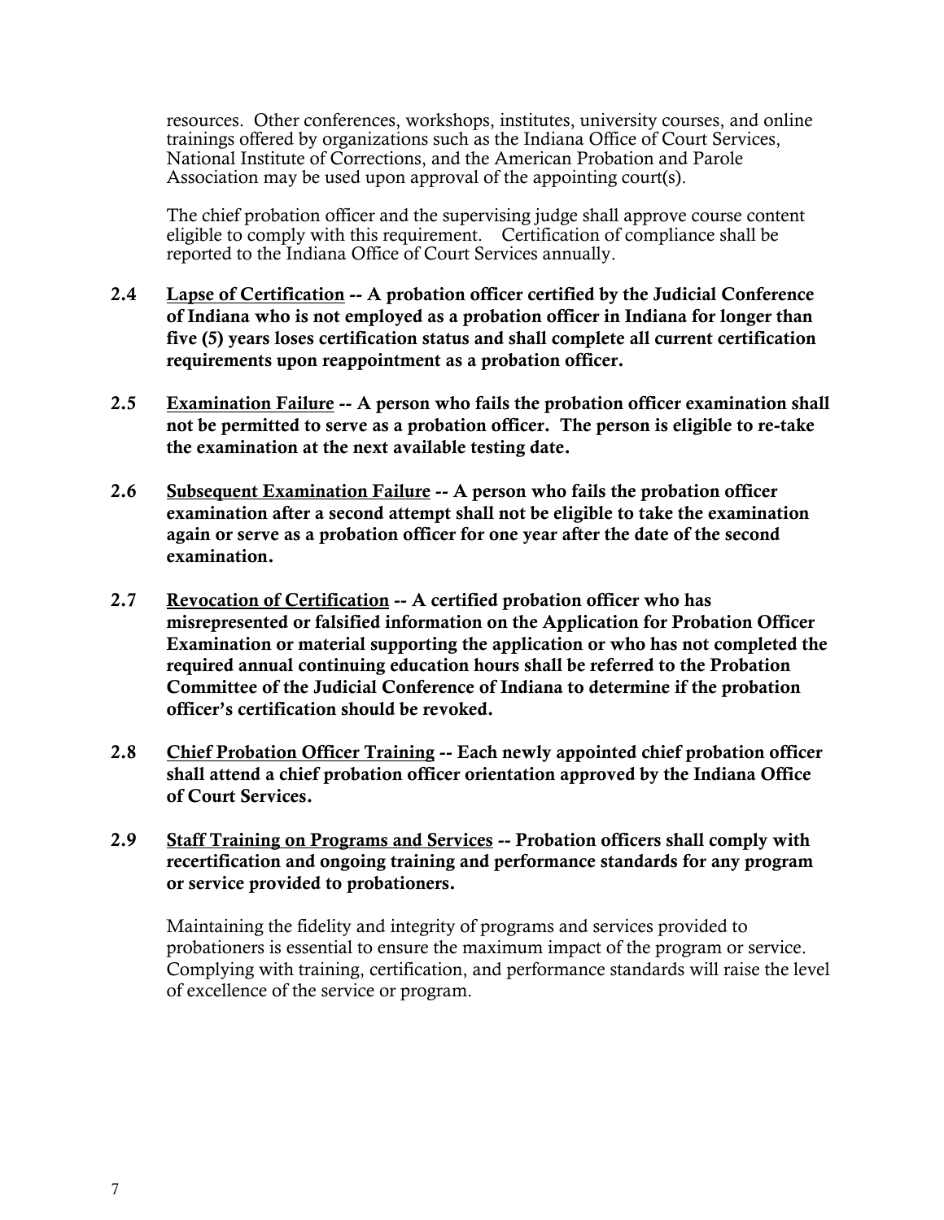resources. Other conferences, workshops, institutes, university courses, and online trainings offered by organizations such as the Indiana Office of Court Services, National Institute of Corrections, and the American Probation and Parole Association may be used upon approval of the appointing court(s).

The chief probation officer and the supervising judge shall approve course content eligible to comply with this requirement. Certification of compliance shall be reported to the Indiana Office of Court Services annually.

**2.4 Lapse of Certification -- A probation officer certified by the Judicial Conference of Indiana who is not employed as a probation officer in Indiana for longer than five (5) years loses certification status and shall complete all current certification requirements upon reappointment as a probation officer.**

**2.5 Examination Failure -- A person who fails the probation officer examination shall not be permitted to serve as a probation officer. The person is eligible to re-take the examination at the next available testing date.**

**2.6 Subsequent Examination Failure -- A person who fails the probation officer examination after a second attempt shall not be eligible to take the examination again or serve as a probation officer for one year after the date of the second examination.**

**2.7 Revocation of Certification -- A certified probation officer who has misrepresented or falsified information on the Application for Probation Officer Examination or material supporting the application or who has not completed the required annual continuing education hours shall be referred to the Probation Committee of the Judicial Conference of Indiana to determine if the probation officer's certification should be revoked.**

**2.8 Chief Probation Officer Training -- Each newly appointed chief probation officer shall attend a chief probation officer orientation approved by the Indiana Office of Court Services.**

**2.9 Staff Training on Programs and Services -- Probation officers shall comply with recertification and ongoing training and performance standards for any program or service provided to probationers.**

Maintaining the fidelity and integrity of programs and services provided to probationers is essential to ensure the maximum impact of the program or service. Complying with training, certification, and performance standards will raise the level of excellence of the service or program.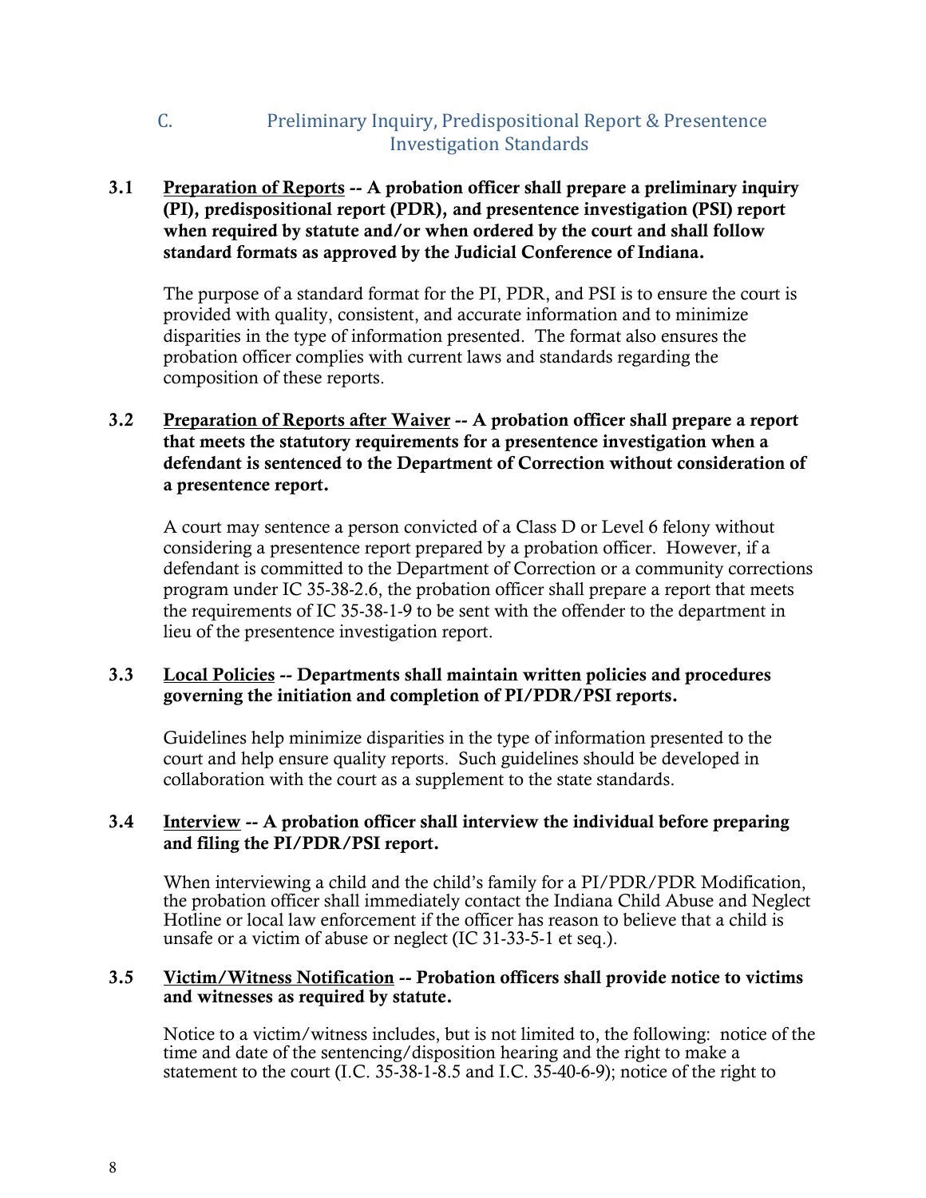## C. Preliminary Inquiry, Predispositional Report & Presentence Investigation Standards

**3.1 <u>Preparation of Reports</u> -- A probation officer shall prepare a preliminary inquiry (PI), predispositional report (PDR), and presentence investigation (PSI) report when required by statute and/or when ordered by the court and shall follow standard formats as approved by the Judicial Conference of Indiana.**

The purpose of a standard format for the PI, PDR, and PSI is to ensure the court is provided with quality, consistent, and accurate information and to minimize disparities in the type of information presented. The format also ensures the probation officer complies with current laws and standards regarding the composition of these reports.

**3.2 <u>Preparation of Reports after Waiver</u> -- A probation officer shall prepare a report that meets the statutory requirements for a presentence investigation when a defendant is sentenced to the Department of Correction without consideration of a presentence report.**

A court may sentence a person convicted of a Class D or Level 6 felony without considering a presentence report prepared by a probation officer. However, if a defendant is committed to the Department of Correction or a community corrections program under IC 35-38-2.6, the probation officer shall prepare a report that meets the requirements of IC 35-38-1-9 to be sent with the offender to the department in lieu of the presentence investigation report.

**3.3 <u>Local Policies</u> -- Departments shall maintain written policies and procedures governing the initiation and completion of PI/PDR/PSI reports.**

Guidelines help minimize disparities in the type of information presented to the court and help ensure quality reports. Such guidelines should be developed in collaboration with the court as a supplement to the state standards.

**3.4 <u>Interview</u> -- A probation officer shall interview the individual before preparing and filing the PI/PDR/PSI report.**

When interviewing a child and the child's family for a PI/PDR/PDR Modification, the probation officer shall immediately contact the Indiana Child Abuse and Neglect Hotline or local law enforcement if the officer has reason to believe that a child is unsafe or a victim of abuse or neglect (IC 31-33-5-1 et seq.).

**3.5 <u>Victim/Witness Notification</u> -- Probation officers shall provide notice to victims and witnesses as required by statute.**

Notice to a victim/witness includes, but is not limited to, the following: notice of the time and date of the sentencing/disposition hearing and the right to make a statement to the court (I.C. 35-38-1-8.5 and I.C. 35-40-6-9); notice of the right to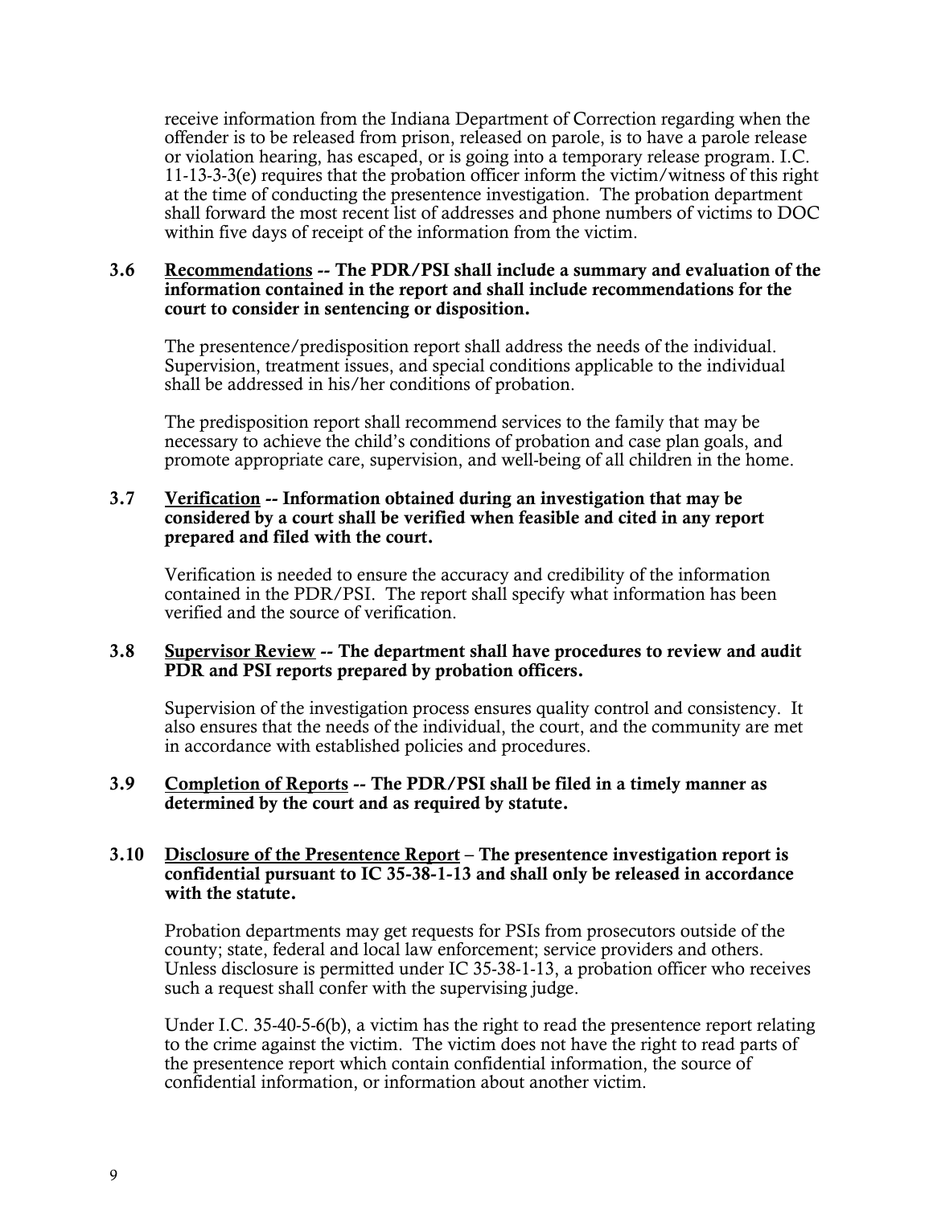receive information from the Indiana Department of Correction regarding when the offender is to be released from prison, released on parole, is to have a parole release or violation hearing, has escaped, or is going into a temporary release program. I.C. 11-13-3-3(e) requires that the probation officer inform the victim/witness of this right at the time of conducting the presentence investigation. The probation department shall forward the most recent list of addresses and phone numbers of victims to DOC within five days of receipt of the information from the victim.

**3.6 Recommendations -- The PDR/PSI shall include a summary and evaluation of the information contained in the report and shall include recommendations for the court to consider in sentencing or disposition.**

The presentence/predisposition report shall address the needs of the individual. Supervision, treatment issues, and special conditions applicable to the individual shall be addressed in his/her conditions of probation.

The predisposition report shall recommend services to the family that may be necessary to achieve the child's conditions of probation and case plan goals, and promote appropriate care, supervision, and well-being of all children in the home.

**3.7 Verification -- Information obtained during an investigation that may be considered by a court shall be verified when feasible and cited in any report prepared and filed with the court.**

Verification is needed to ensure the accuracy and credibility of the information contained in the PDR/PSI. The report shall specify what information has been verified and the source of verification.

**3.8 Supervisor Review -- The department shall have procedures to review and audit PDR and PSI reports prepared by probation officers.**

Supervision of the investigation process ensures quality control and consistency. It also ensures that the needs of the individual, the court, and the community are met in accordance with established policies and procedures.

**3.9 Completion of Reports -- The PDR/PSI shall be filed in a timely manner as determined by the court and as required by statute.**

**3.10 Disclosure of the Presentence Report – The presentence investigation report is confidential pursuant to IC 35-38-1-13 and shall only be released in accordance with the statute.**

Probation departments may get requests for PSIs from prosecutors outside of the county; state, federal and local law enforcement; service providers and others. Unless disclosure is permitted under IC 35-38-1-13, a probation officer who receives such a request shall confer with the supervising judge.

Under I.C. 35-40-5-6(b), a victim has the right to read the presentence report relating to the crime against the victim. The victim does not have the right to read parts of the presentence report which contain confidential information, the source of confidential information, or information about another victim.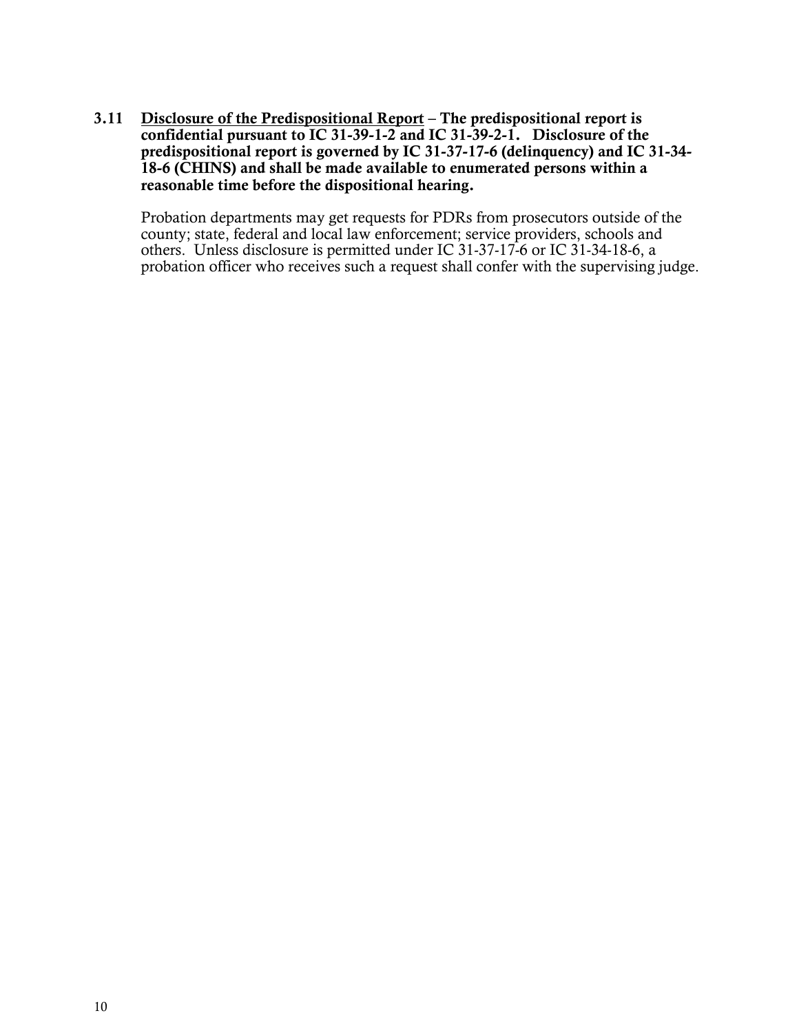**3.11 <u>Disclosure of the Predispositional Report</u> – The predispositional report is confidential pursuant to IC 31-39-1-2 and IC 31-39-2-1. Disclosure of the predispositional report is governed by IC 31-37-17-6 (delinquency) and IC 31-34-18-6 (CHINS) and shall be made available to enumerated persons within a reasonable time before the dispositional hearing.**

Probation departments may get requests for PDRs from prosecutors outside of the county; state, federal and local law enforcement; service providers, schools and others. Unless disclosure is permitted under IC 31-37-17-6 or IC 31-34-18-6, a probation officer who receives such a request shall confer with the supervising judge.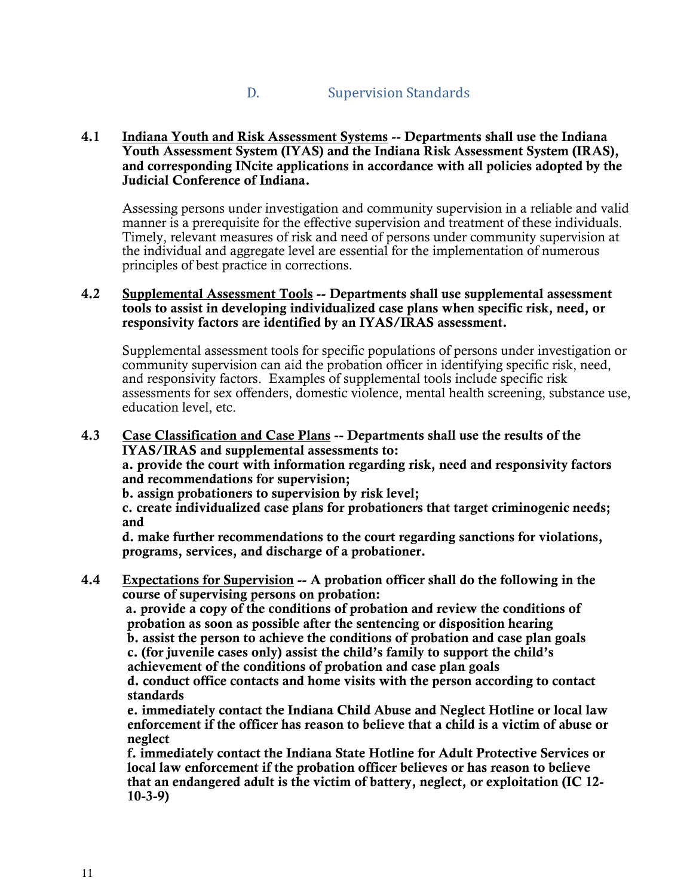## D. Supervision Standards

**4.1 <u>Indiana Youth and Risk Assessment Systems</u> -- Departments shall use the Indiana Youth Assessment System (IYAS) and the Indiana Risk Assessment System (IRAS), and corresponding INcite applications in accordance with all policies adopted by the Judicial Conference of Indiana.**

Assessing persons under investigation and community supervision in a reliable and valid manner is a prerequisite for the effective supervision and treatment of these individuals. Timely, relevant measures of risk and need of persons under community supervision at the individual and aggregate level are essential for the implementation of numerous principles of best practice in corrections.

**4.2 <u>Supplemental Assessment Tools</u> -- Departments shall use supplemental assessment tools to assist in developing individualized case plans when specific risk, need, or responsivity factors are identified by an IYAS/IRAS assessment.**

Supplemental assessment tools for specific populations of persons under investigation or community supervision can aid the probation officer in identifying specific risk, need, and responsivity factors. Examples of supplemental tools include specific risk assessments for sex offenders, domestic violence, mental health screening, substance use, education level, etc.

**4.3 <u>Case Classification and Case Plans</u> -- Departments shall use the results of the IYAS/IRAS and supplemental assessments to:**

**a. provide the court with information regarding risk, need and responsivity factors and recommendations for supervision;**

**b. assign probationers to supervision by risk level;**

**c. create individualized case plans for probationers that target criminogenic needs; and**

**d. make further recommendations to the court regarding sanctions for violations, programs, services, and discharge of a probationer.**

**4.4 <u>Expectations for Supervision</u> -- A probation officer shall do the following in the course of supervising persons on probation:**

**a. provide a copy of the conditions of probation and review the conditions of probation as soon as possible after the sentencing or disposition hearing**

**b. assist the person to achieve the conditions of probation and case plan goals**

**c. (for juvenile cases only) assist the child's family to support the child's achievement of the conditions of probation and case plan goals**

**d. conduct office contacts and home visits with the person according to contact standards**

**e. immediately contact the Indiana Child Abuse and Neglect Hotline or local law enforcement if the officer has reason to believe that a child is a victim of abuse or neglect**

**f. immediately contact the Indiana State Hotline for Adult Protective Services or local law enforcement if the probation officer believes or has reason to believe that an endangered adult is the victim of battery, neglect, or exploitation (IC 12-10-3-9)**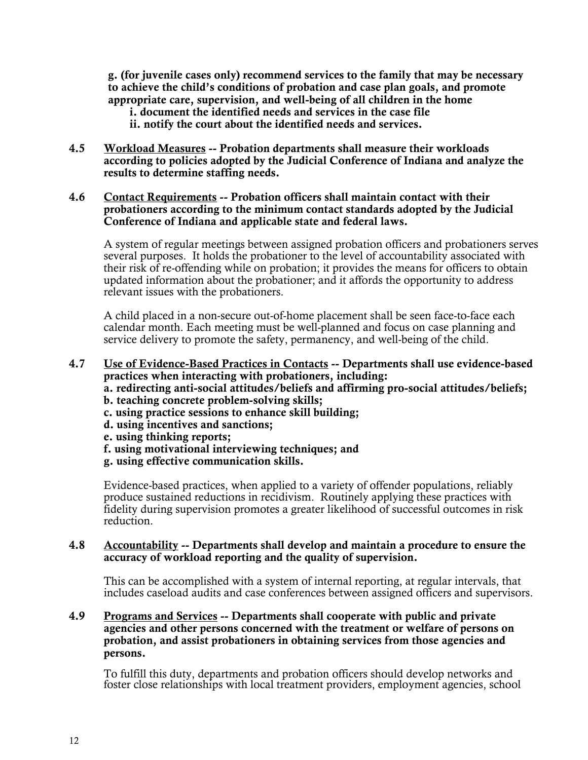**g. (for juvenile cases only) recommend services to the family that may be necessary to achieve the child's conditions of probation and case plan goals, and promote appropriate care, supervision, and well-being of all children in the home**
  **i. document the identified needs and services in the case file**
  **ii. notify the court about the identified needs and services.**

**4.5 Workload Measures -- Probation departments shall measure their workloads according to policies adopted by the Judicial Conference of Indiana and analyze the results to determine staffing needs.**

**4.6 Contact Requirements -- Probation officers shall maintain contact with their probationers according to the minimum contact standards adopted by the Judicial Conference of Indiana and applicable state and federal laws.**

A system of regular meetings between assigned probation officers and probationers serves several purposes. It holds the probationer to the level of accountability associated with their risk of re-offending while on probation; it provides the means for officers to obtain updated information about the probationer; and it affords the opportunity to address relevant issues with the probationers.

A child placed in a non-secure out-of-home placement shall be seen face-to-face each calendar month. Each meeting must be well-planned and focus on case planning and service delivery to promote the safety, permanency, and well-being of the child.

**4.7 Use of Evidence-Based Practices in Contacts -- Departments shall use evidence-based practices when interacting with probationers, including:**
**a. redirecting anti-social attitudes/beliefs and affirming pro-social attitudes/beliefs;**
**b. teaching concrete problem-solving skills;**
**c. using practice sessions to enhance skill building;**
**d. using incentives and sanctions;**
**e. using thinking reports;**
**f. using motivational interviewing techniques; and**
**g. using effective communication skills.**

Evidence-based practices, when applied to a variety of offender populations, reliably produce sustained reductions in recidivism. Routinely applying these practices with fidelity during supervision promotes a greater likelihood of successful outcomes in risk reduction.

**4.8 Accountability -- Departments shall develop and maintain a procedure to ensure the accuracy of workload reporting and the quality of supervision.**

This can be accomplished with a system of internal reporting, at regular intervals, that includes caseload audits and case conferences between assigned officers and supervisors.

**4.9 Programs and Services -- Departments shall cooperate with public and private agencies and other persons concerned with the treatment or welfare of persons on probation, and assist probationers in obtaining services from those agencies and persons.**

To fulfill this duty, departments and probation officers should develop networks and foster close relationships with local treatment providers, employment agencies, school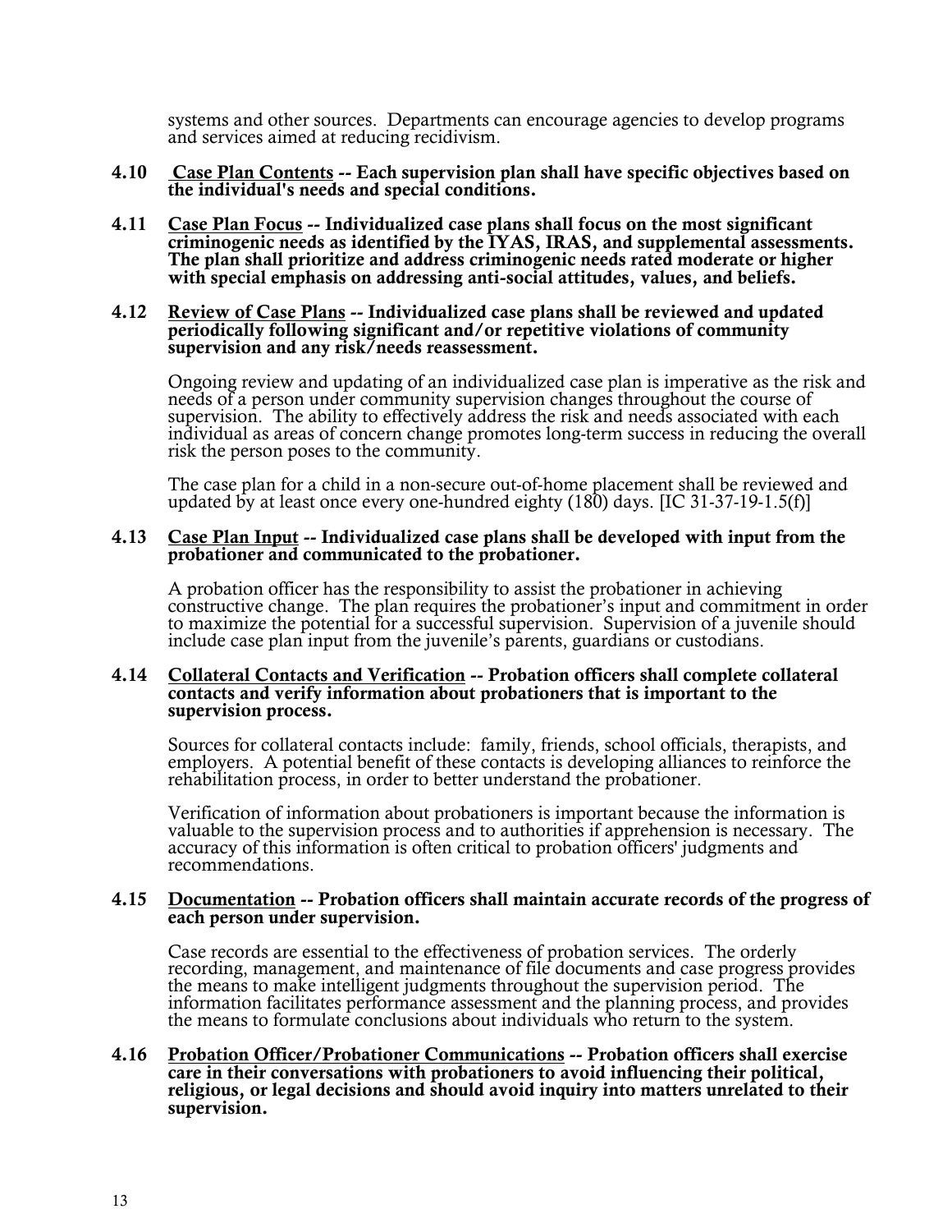systems and other sources. Departments can encourage agencies to develop programs and services aimed at reducing recidivism.

**4.10 Case Plan Contents -- Each supervision plan shall have specific objectives based on the individual's needs and special conditions.**

**4.11 Case Plan Focus -- Individualized case plans shall focus on the most significant criminogenic needs as identified by the IYAS, IRAS, and supplemental assessments. The plan shall prioritize and address criminogenic needs rated moderate or higher with special emphasis on addressing anti-social attitudes, values, and beliefs.**

**4.12 Review of Case Plans -- Individualized case plans shall be reviewed and updated periodically following significant and/or repetitive violations of community supervision and any risk/needs reassessment.**

Ongoing review and updating of an individualized case plan is imperative as the risk and needs of a person under community supervision changes throughout the course of supervision. The ability to effectively address the risk and needs associated with each individual as areas of concern change promotes long-term success in reducing the overall risk the person poses to the community.

The case plan for a child in a non-secure out-of-home placement shall be reviewed and updated by at least once every one-hundred eighty (180) days. [IC 31-37-19-1.5(f)]

**4.13 Case Plan Input -- Individualized case plans shall be developed with input from the probationer and communicated to the probationer.**

A probation officer has the responsibility to assist the probationer in achieving constructive change. The plan requires the probationer's input and commitment in order to maximize the potential for a successful supervision. Supervision of a juvenile should include case plan input from the juvenile's parents, guardians or custodians.

**4.14 Collateral Contacts and Verification -- Probation officers shall complete collateral contacts and verify information about probationers that is important to the supervision process.**

Sources for collateral contacts include: family, friends, school officials, therapists, and employers. A potential benefit of these contacts is developing alliances to reinforce the rehabilitation process, in order to better understand the probationer.

Verification of information about probationers is important because the information is valuable to the supervision process and to authorities if apprehension is necessary. The accuracy of this information is often critical to probation officers' judgments and recommendations.

**4.15 Documentation -- Probation officers shall maintain accurate records of the progress of each person under supervision.**

Case records are essential to the effectiveness of probation services. The orderly recording, management, and maintenance of file documents and case progress provides the means to make intelligent judgments throughout the supervision period. The information facilitates performance assessment and the planning process, and provides the means to formulate conclusions about individuals who return to the system.

**4.16 Probation Officer/Probationer Communications -- Probation officers shall exercise care in their conversations with probationers to avoid influencing their political, religious, or legal decisions and should avoid inquiry into matters unrelated to their supervision.**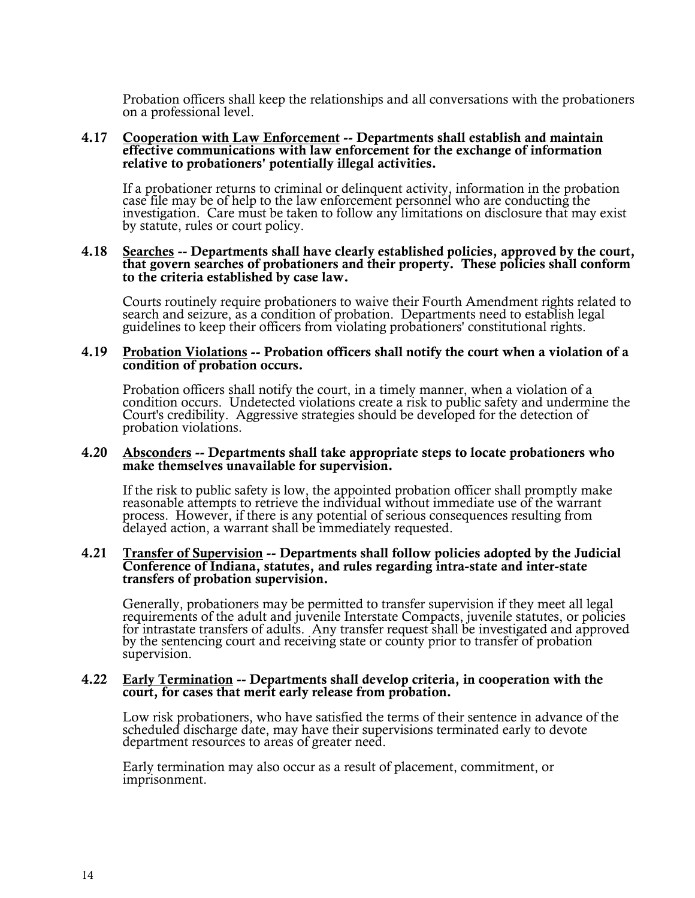Probation officers shall keep the relationships and all conversations with the probationers on a professional level.

**4.17 <u>Cooperation with Law Enforcement</u> -- Departments shall establish and maintain effective communications with law enforcement for the exchange of information relative to probationers' potentially illegal activities.**

If a probationer returns to criminal or delinquent activity, information in the probation case file may be of help to the law enforcement personnel who are conducting the investigation. Care must be taken to follow any limitations on disclosure that may exist by statute, rules or court policy.

**4.18 <u>Searches</u> -- Departments shall have clearly established policies, approved by the court, that govern searches of probationers and their property. These policies shall conform to the criteria established by case law.**

Courts routinely require probationers to waive their Fourth Amendment rights related to search and seizure, as a condition of probation. Departments need to establish legal guidelines to keep their officers from violating probationers' constitutional rights.

**4.19 <u>Probation Violations</u> -- Probation officers shall notify the court when a violation of a condition of probation occurs.**

Probation officers shall notify the court, in a timely manner, when a violation of a condition occurs. Undetected violations create a risk to public safety and undermine the Court's credibility. Aggressive strategies should be developed for the detection of probation violations.

**4.20 <u>Absconders</u> -- Departments shall take appropriate steps to locate probationers who make themselves unavailable for supervision.**

If the risk to public safety is low, the appointed probation officer shall promptly make reasonable attempts to retrieve the individual without immediate use of the warrant process. However, if there is any potential of serious consequences resulting from delayed action, a warrant shall be immediately requested.

**4.21 <u>Transfer of Supervision</u> -- Departments shall follow policies adopted by the Judicial Conference of Indiana, statutes, and rules regarding intra-state and inter-state transfers of probation supervision.**

Generally, probationers may be permitted to transfer supervision if they meet all legal requirements of the adult and juvenile Interstate Compacts, juvenile statutes, or policies for intrastate transfers of adults. Any transfer request shall be investigated and approved by the sentencing court and receiving state or county prior to transfer of probation supervision.

**4.22 <u>Early Termination</u> -- Departments shall develop criteria, in cooperation with the court, for cases that merit early release from probation.**

Low risk probationers, who have satisfied the terms of their sentence in advance of the scheduled discharge date, may have their supervisions terminated early to devote department resources to areas of greater need.

Early termination may also occur as a result of placement, commitment, or imprisonment.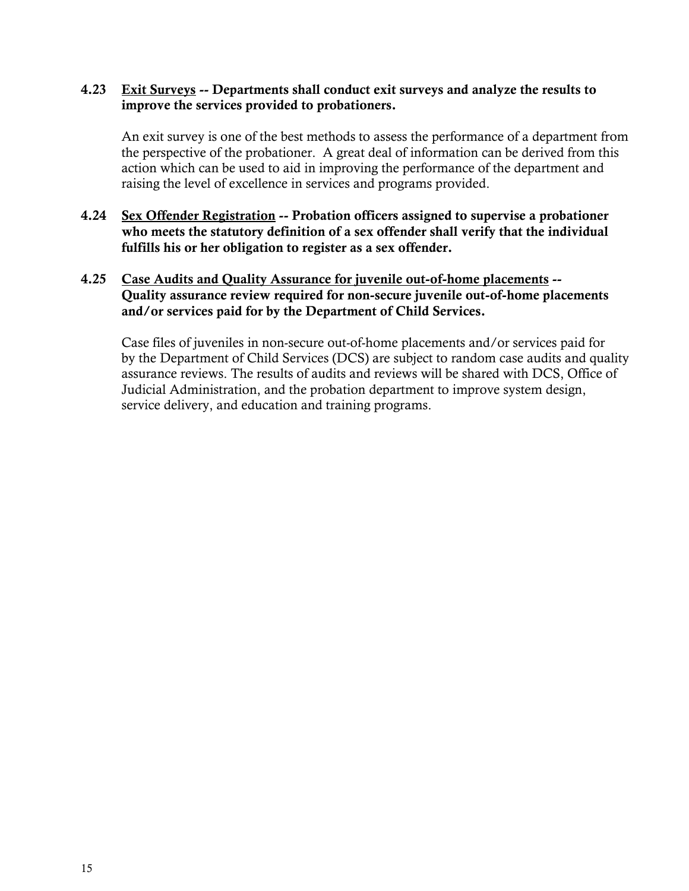**4.23 <u>Exit Surveys</u> -- Departments shall conduct exit surveys and analyze the results to improve the services provided to probationers.**

An exit survey is one of the best methods to assess the performance of a department from the perspective of the probationer. A great deal of information can be derived from this action which can be used to aid in improving the performance of the department and raising the level of excellence in services and programs provided.

**4.24 <u>Sex Offender Registration</u> -- Probation officers assigned to supervise a probationer who meets the statutory definition of a sex offender shall verify that the individual fulfills his or her obligation to register as a sex offender.**

**4.25 <u>Case Audits and Quality Assurance for juvenile out-of-home placements</u> -- Quality assurance review required for non-secure juvenile out-of-home placements and/or services paid for by the Department of Child Services.**

Case files of juveniles in non-secure out-of-home placements and/or services paid for by the Department of Child Services (DCS) are subject to random case audits and quality assurance reviews. The results of audits and reviews will be shared with DCS, Office of Judicial Administration, and the probation department to improve system design, service delivery, and education and training programs.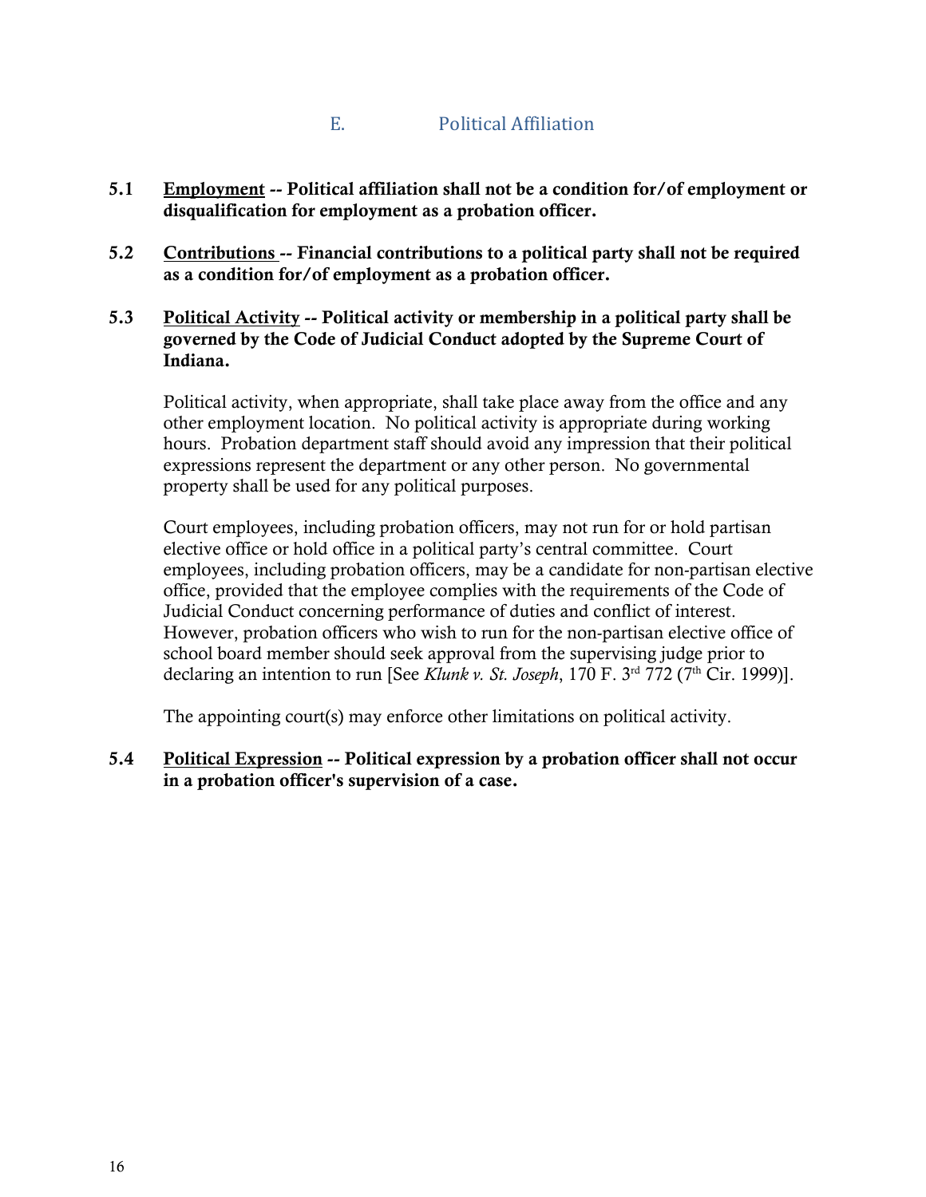## E. Political Affiliation

**5.1** **<u>Employment</u> -- Political affiliation shall not be a condition for/of employment or disqualification for employment as a probation officer.**

**5.2** **<u>Contributions</u> -- Financial contributions to a political party shall not be required as a condition for/of employment as a probation officer.**

**5.3** **<u>Political Activity</u> -- Political activity or membership in a political party shall be governed by the Code of Judicial Conduct adopted by the Supreme Court of Indiana.**

Political activity, when appropriate, shall take place away from the office and any other employment location. No political activity is appropriate during working hours. Probation department staff should avoid any impression that their political expressions represent the department or any other person. No governmental property shall be used for any political purposes.

Court employees, including probation officers, may not run for or hold partisan elective office or hold office in a political party's central committee. Court employees, including probation officers, may be a candidate for non-partisan elective office, provided that the employee complies with the requirements of the Code of Judicial Conduct concerning performance of duties and conflict of interest. However, probation officers who wish to run for the non-partisan elective office of school board member should seek approval from the supervising judge prior to declaring an intention to run [See *Klunk v. St. Joseph*, 170 F. 3rd 772 (7th Cir. 1999)].

The appointing court(s) may enforce other limitations on political activity.

**5.4** **<u>Political Expression</u> -- Political expression by a probation officer shall not occur in a probation officer's supervision of a case.**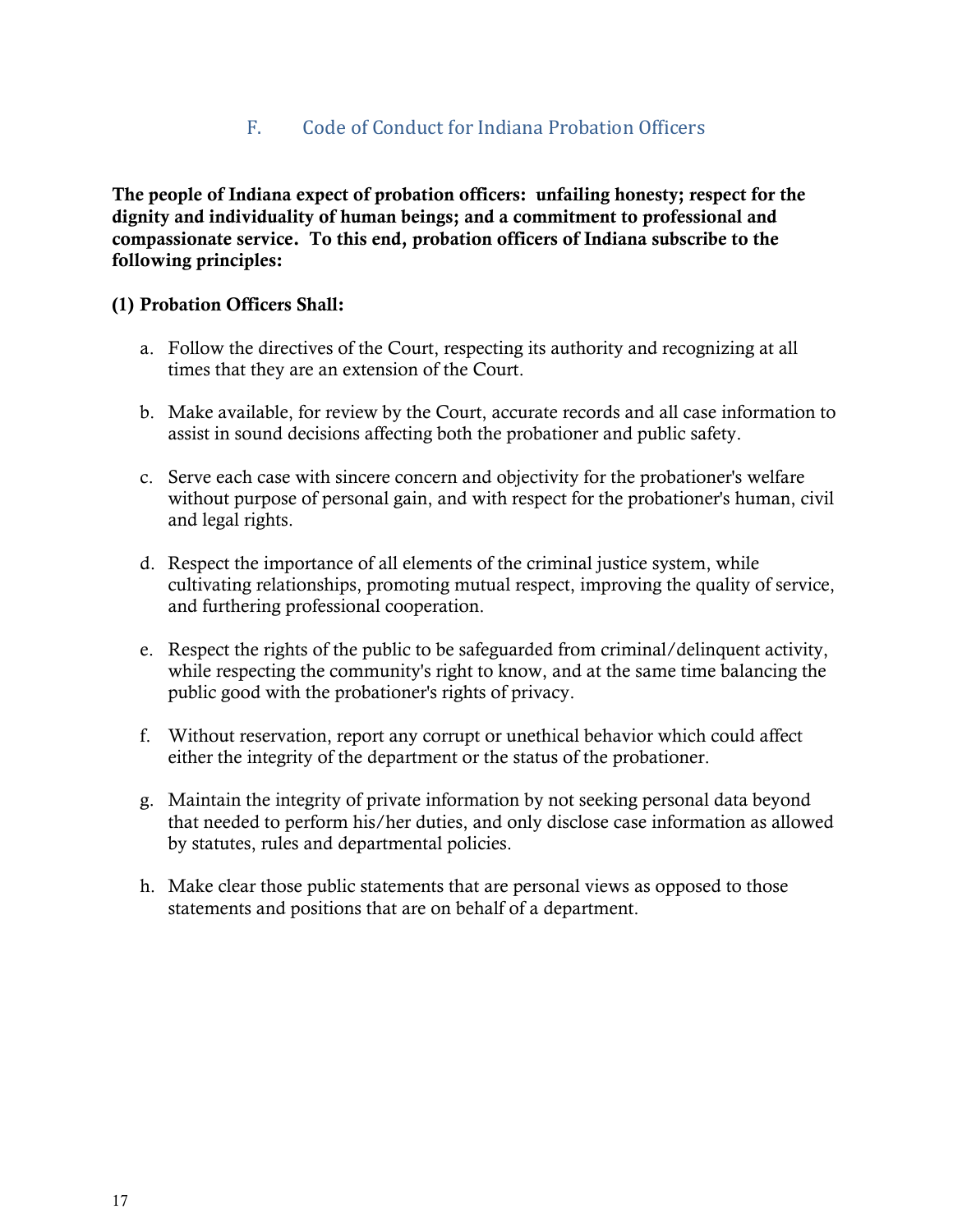## F. Code of Conduct for Indiana Probation Officers

**The people of Indiana expect of probation officers: unfailing honesty; respect for the dignity and individuality of human beings; and a commitment to professional and compassionate service. To this end, probation officers of Indiana subscribe to the following principles:**

**(1) Probation Officers Shall:**

a. Follow the directives of the Court, respecting its authority and recognizing at all times that they are an extension of the Court.

b. Make available, for review by the Court, accurate records and all case information to assist in sound decisions affecting both the probationer and public safety.

c. Serve each case with sincere concern and objectivity for the probationer's welfare without purpose of personal gain, and with respect for the probationer's human, civil and legal rights.

d. Respect the importance of all elements of the criminal justice system, while cultivating relationships, promoting mutual respect, improving the quality of service, and furthering professional cooperation.

e. Respect the rights of the public to be safeguarded from criminal/delinquent activity, while respecting the community's right to know, and at the same time balancing the public good with the probationer's rights of privacy.

f. Without reservation, report any corrupt or unethical behavior which could affect either the integrity of the department or the status of the probationer.

g. Maintain the integrity of private information by not seeking personal data beyond that needed to perform his/her duties, and only disclose case information as allowed by statutes, rules and departmental policies.

h. Make clear those public statements that are personal views as opposed to those statements and positions that are on behalf of a department.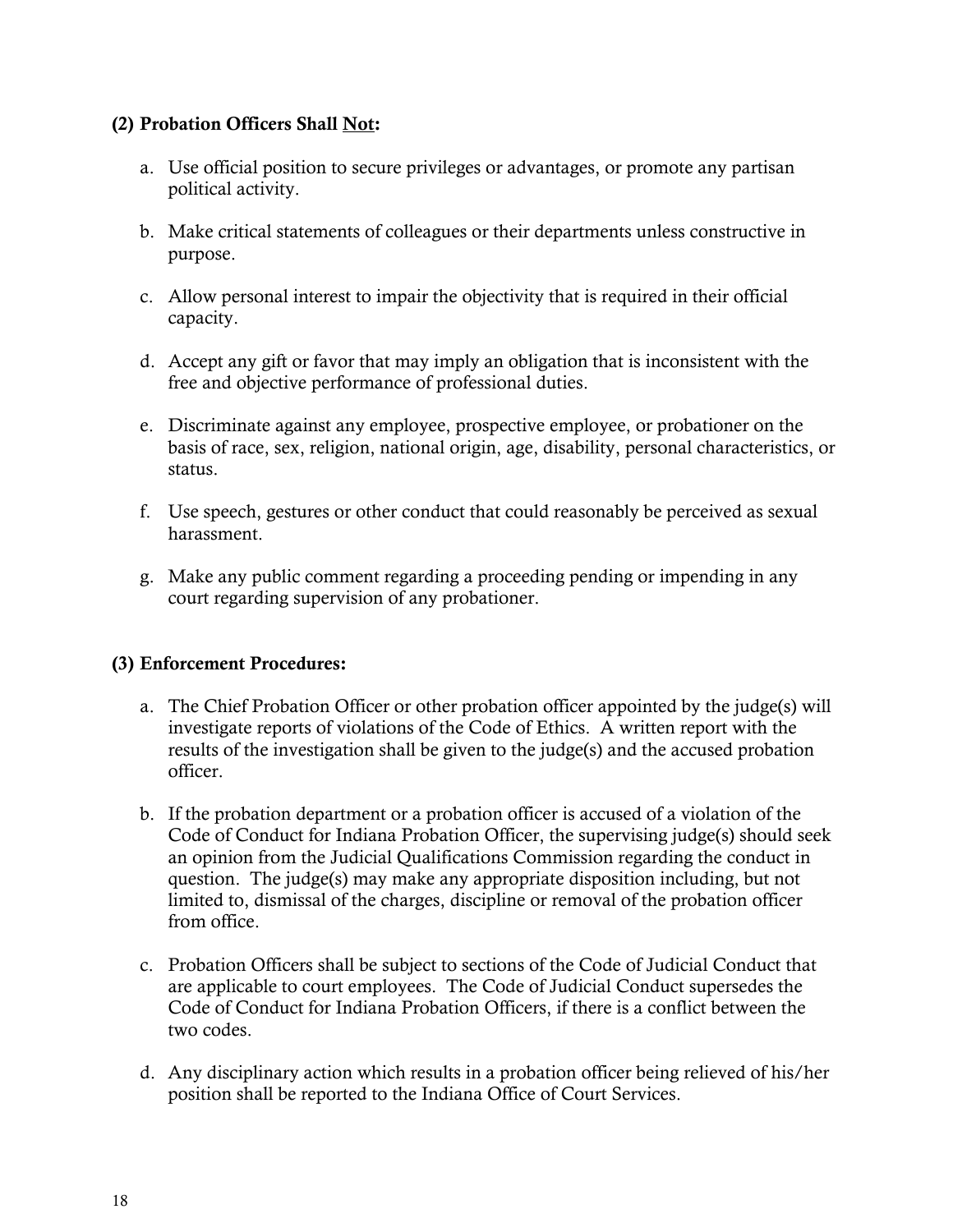### (2) Probation Officers Shall Not:

a. Use official position to secure privileges or advantages, or promote any partisan political activity.

b. Make critical statements of colleagues or their departments unless constructive in purpose.

c. Allow personal interest to impair the objectivity that is required in their official capacity.

d. Accept any gift or favor that may imply an obligation that is inconsistent with the free and objective performance of professional duties.

e. Discriminate against any employee, prospective employee, or probationer on the basis of race, sex, religion, national origin, age, disability, personal characteristics, or status.

f. Use speech, gestures or other conduct that could reasonably be perceived as sexual harassment.

g. Make any public comment regarding a proceeding pending or impending in any court regarding supervision of any probationer.

### (3) Enforcement Procedures:

a. The Chief Probation Officer or other probation officer appointed by the judge(s) will investigate reports of violations of the Code of Ethics. A written report with the results of the investigation shall be given to the judge(s) and the accused probation officer.

b. If the probation department or a probation officer is accused of a violation of the Code of Conduct for Indiana Probation Officer, the supervising judge(s) should seek an opinion from the Judicial Qualifications Commission regarding the conduct in question. The judge(s) may make any appropriate disposition including, but not limited to, dismissal of the charges, discipline or removal of the probation officer from office.

c. Probation Officers shall be subject to sections of the Code of Judicial Conduct that are applicable to court employees. The Code of Judicial Conduct supersedes the Code of Conduct for Indiana Probation Officers, if there is a conflict between the two codes.

d. Any disciplinary action which results in a probation officer being relieved of his/her position shall be reported to the Indiana Office of Court Services.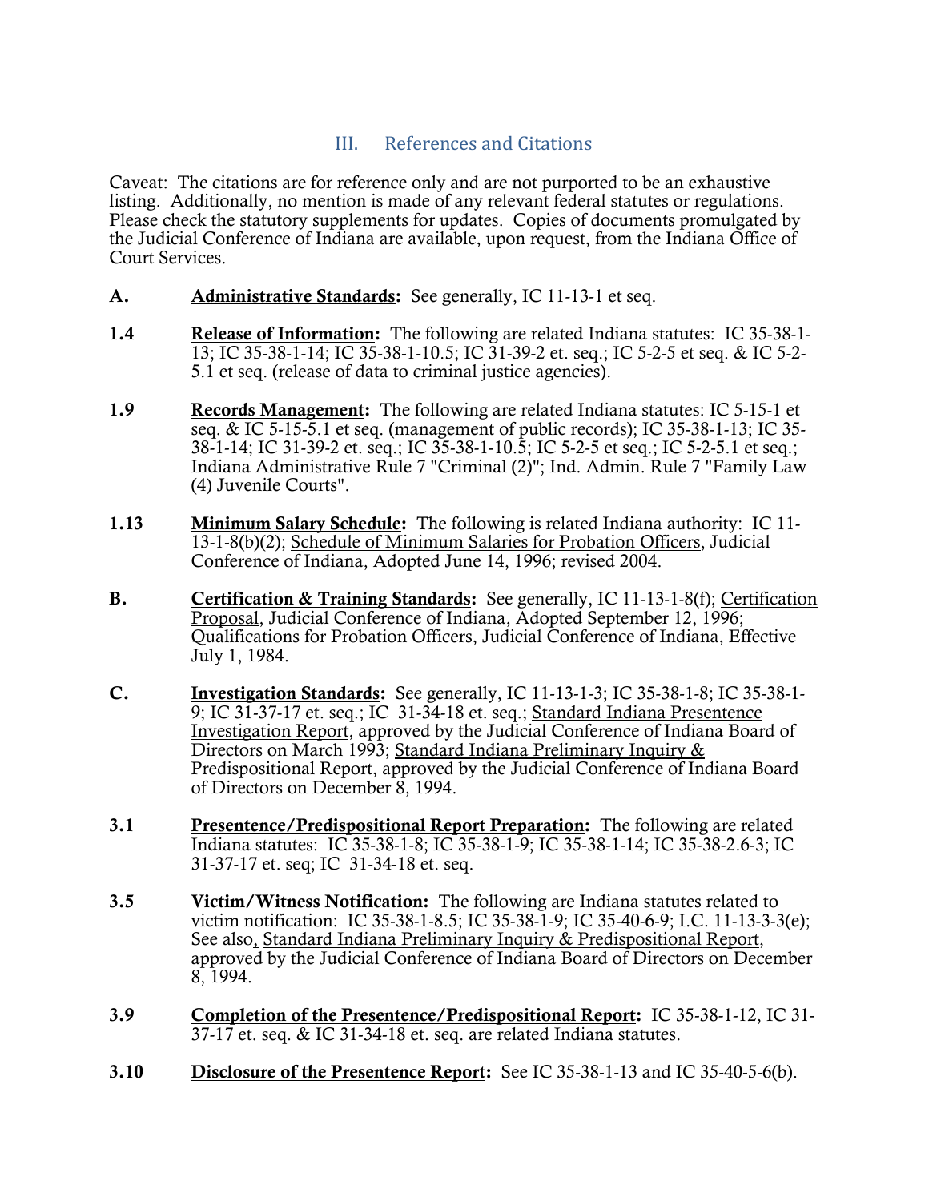## III. References and Citations

Caveat: The citations are for reference only and are not purported to be an exhaustive listing. Additionally, no mention is made of any relevant federal statutes or regulations. Please check the statutory supplements for updates. Copies of documents promulgated by the Judicial Conference of Indiana are available, upon request, from the Indiana Office of Court Services.

**A.** **<u>Administrative Standards</u>:** See generally, IC 11-13-1 et seq.

**1.4** **<u>Release of Information</u>:** The following are related Indiana statutes: IC 35-38-1-13; IC 35-38-1-14; IC 35-38-1-10.5; IC 31-39-2 et. seq.; IC 5-2-5 et seq. & IC 5-2-5.1 et seq. (release of data to criminal justice agencies).

**1.9** **<u>Records Management</u>:** The following are related Indiana statutes: IC 5-15-1 et seq. & IC 5-15-5.1 et seq. (management of public records); IC 35-38-1-13; IC 35-38-1-14; IC 31-39-2 et. seq.; IC 35-38-1-10.5; IC 5-2-5 et seq.; IC 5-2-5.1 et seq.; Indiana Administrative Rule 7 "Criminal (2)"; Ind. Admin. Rule 7 "Family Law (4) Juvenile Courts".

**1.13** **<u>Minimum Salary Schedule</u>:** The following is related Indiana authority: IC 11-13-1-8(b)(2); <u>Schedule of Minimum Salaries for Probation Officers</u>, Judicial Conference of Indiana, Adopted June 14, 1996; revised 2004.

**B.** **<u>Certification & Training Standards</u>:** See generally, IC 11-13-1-8(f); <u>Certification Proposal</u>, Judicial Conference of Indiana, Adopted September 12, 1996; <u>Qualifications for Probation Officers</u>, Judicial Conference of Indiana, Effective July 1, 1984.

**C.** **<u>Investigation Standards</u>:** See generally, IC 11-13-1-3; IC 35-38-1-8; IC 35-38-1-9; IC 31-37-17 et. seq.; IC 31-34-18 et. seq.; <u>Standard Indiana Presentence Investigation Report</u>, approved by the Judicial Conference of Indiana Board of Directors on March 1993; <u>Standard Indiana Preliminary Inquiry & Predispositional Report</u>, approved by the Judicial Conference of Indiana Board of Directors on December 8, 1994.

**3.1** **<u>Presentence/Predispositional Report Preparation</u>:** The following are related Indiana statutes: IC 35-38-1-8; IC 35-38-1-9; IC 35-38-1-14; IC 35-38-2.6-3; IC 31-37-17 et. seq; IC 31-34-18 et. seq.

**3.5** **<u>Victim/Witness Notification</u>:** The following are Indiana statutes related to victim notification: IC 35-38-1-8.5; IC 35-38-1-9; IC 35-40-6-9; I.C. 11-13-3-3(e); See also, <u>Standard Indiana Preliminary Inquiry & Predispositional Report</u>, approved by the Judicial Conference of Indiana Board of Directors on December 8, 1994.

**3.9** **<u>Completion of the Presentence/Predispositional Report</u>:** IC 35-38-1-12, IC 31-37-17 et. seq. & IC 31-34-18 et. seq. are related Indiana statutes.

**3.10** **<u>Disclosure of the Presentence Report</u>:** See IC 35-38-1-13 and IC 35-40-5-6(b).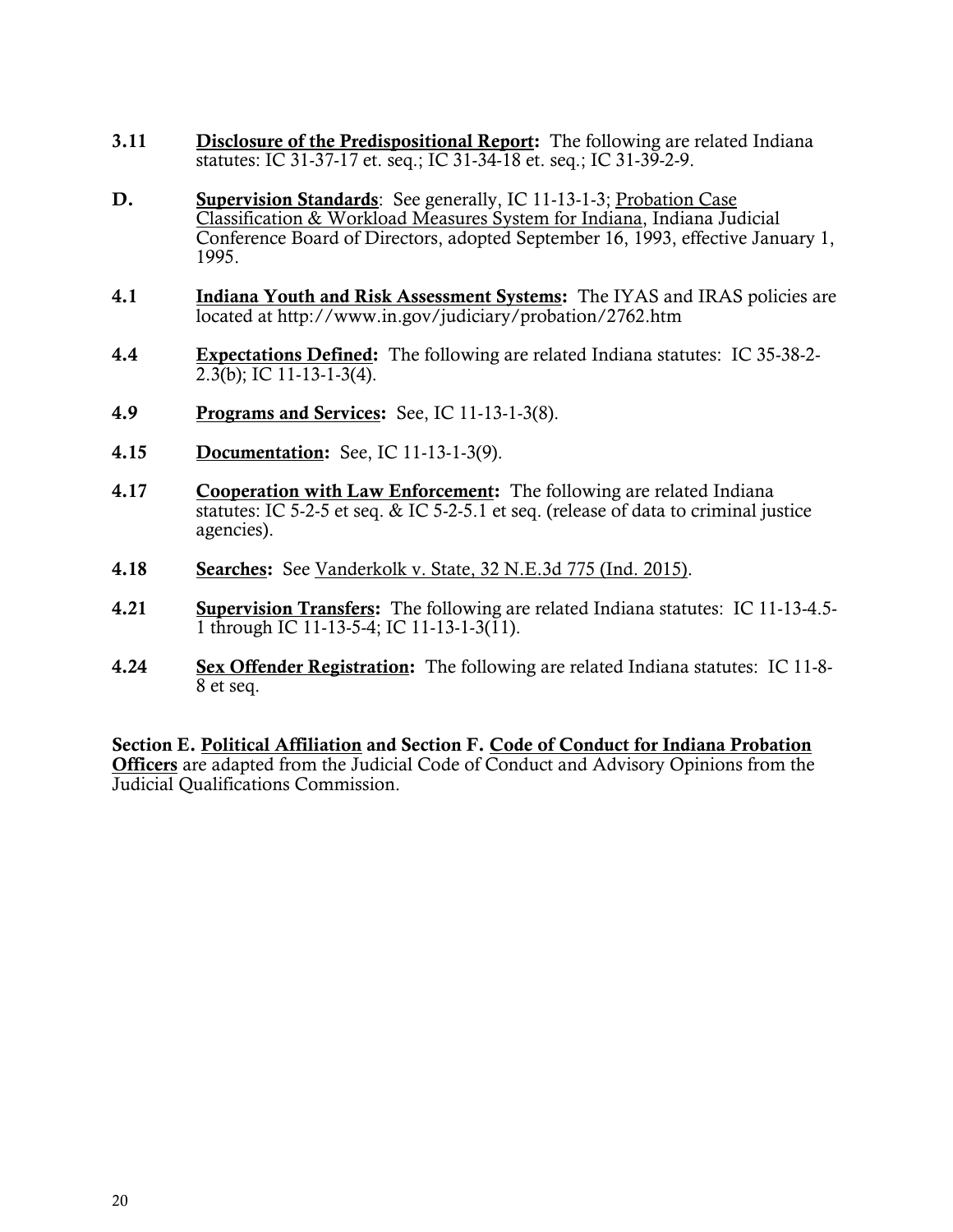**3.11** **Disclosure of the Predispositional Report:** The following are related Indiana statutes: IC 31-37-17 et. seq.; IC 31-34-18 et. seq.; IC 31-39-2-9.

**D.** **Supervision Standards**: See generally, IC 11-13-1-3; Probation Case Classification & Workload Measures System for Indiana, Indiana Judicial Conference Board of Directors, adopted September 16, 1993, effective January 1, 1995.

**4.1** **Indiana Youth and Risk Assessment Systems:** The IYAS and IRAS policies are located at http://www.in.gov/judiciary/probation/2762.htm

**4.4** **Expectations Defined:** The following are related Indiana statutes: IC 35-38-2-2.3(b); IC 11-13-1-3(4).

**4.9** **Programs and Services:** See, IC 11-13-1-3(8).

**4.15** **Documentation:** See, IC 11-13-1-3(9).

**4.17** **Cooperation with Law Enforcement:** The following are related Indiana statutes: IC 5-2-5 et seq. & IC 5-2-5.1 et seq. (release of data to criminal justice agencies).

**4.18** **Searches:** See Vanderkolk v. State, 32 N.E.3d 775 (Ind. 2015).

**4.21** **Supervision Transfers:** The following are related Indiana statutes: IC 11-13-4.5-1 through IC 11-13-5-4; IC 11-13-1-3(11).

**4.24** **Sex Offender Registration:** The following are related Indiana statutes: IC 11-8-8 et seq.

**Section E. Political Affiliation and Section F. Code of Conduct for Indiana Probation Officers** are adapted from the Judicial Code of Conduct and Advisory Opinions from the Judicial Qualifications Commission.